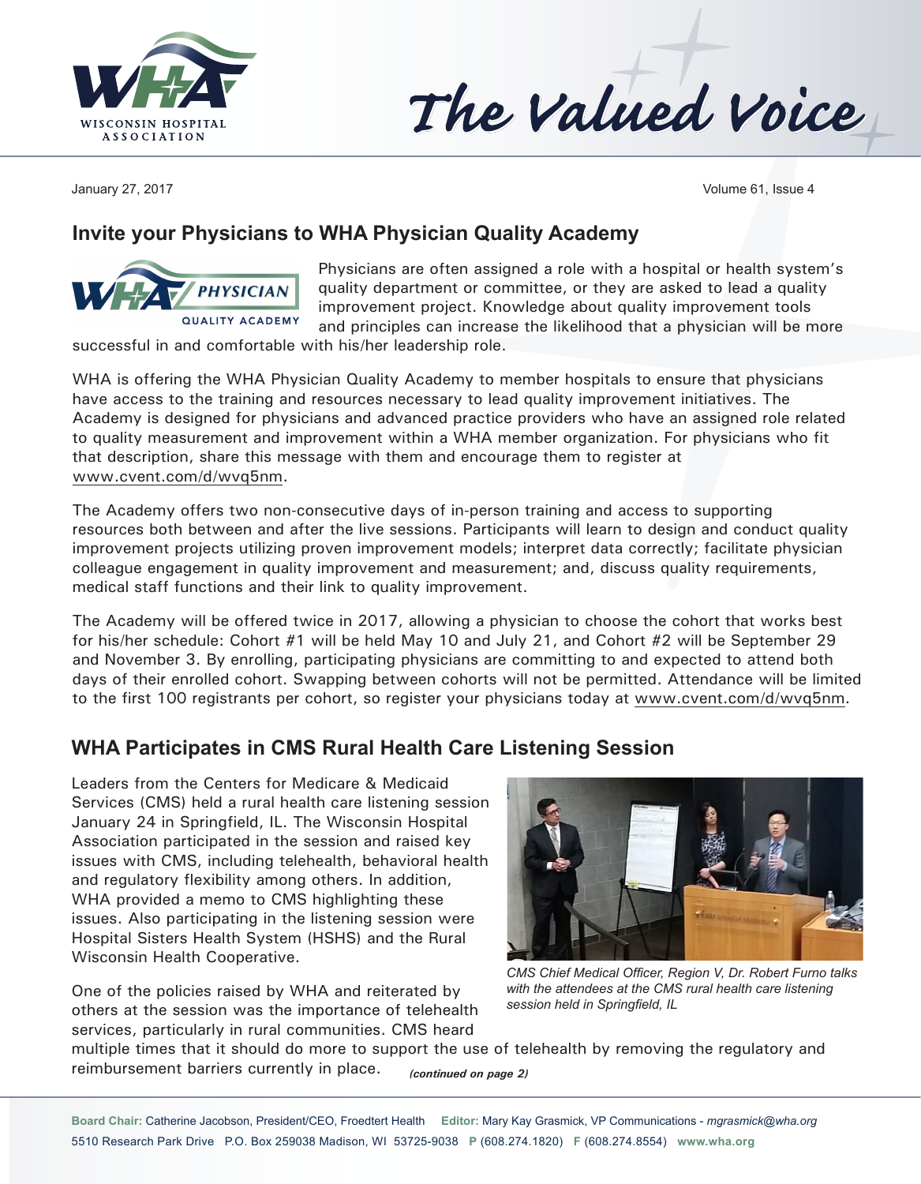# The Valued Voice

January 27, 2017

## Invite your Physicians to WHA Physician Quality Academy

Physicians are often assigned a role with a hospital or health system's quality department or committee, or they are asked to lead a quality improvement project. Knowledge about quality improvement tools and principles can increase the likelihood that a physician will be more successful in and comfortable with his/her leadership role.

WHA is offering the WHA Physician Quality Academy to member hospitals to ensure that physicians have access to the training and resources necessary to lead quality improvement initiatives. The Academy is designed for physicians and advanced practice providers who have an assigned role related to quality measurement and improvement within a WHA member organization. For physicians who fit that description, share this message with them and encourage them to register at www.cvent.com/d/wvq5nm.

The Academy offers two non-consecutive days of in-person training and access to supporting resources both between and after the live sessions. Participants will learn to design and conduct quality improvement projects utilizing proven improvement models; interpret data correctly; facilitate physician colleague engagement in quality improvement and measurement; and, discuss quality requirements, medical staff functions and their link to quality improvement.

The Academy will be offered twice in 2017, allowing a physician to choose the cohort that works best for his/her schedule: Cohort #1 will be held May 10 and July 21, and Cohort #2 will be September 29 and November 3. By enrolling, participating physicians are committing to and expected to attend both days of their enrolled cohort. Swapping between cohorts will not be permitted. Attendance will be limited to the first 100 registrants per cohort, so register your physicians today at www.cvent.com/d/wvq5nm.

## WHA Participates in CMS Rural Health Care Listening Session

Leaders from the Centers for Medicare & Medicaid Services (CMS) held a rural health care listening session January 24 in Springfield, IL. The Wisconsin Hospital Association participated in the session and raised key issues with CMS, including telehealth, behavioral health and regulatory flexibility among others. In addition, WHA provided a memo to CMS highlighting these issues. Also participating in the listening session were Hospital Sisters Health System (HSHS) and the Rural Wisconsin Health Cooperative.

*CMS Chief Medical Officer, Region V, Dr. Robert Furno talks with the attendees at the CMS rural health care listening session held in Springfield, IL*

One of the policies raised by WHA and reiterated by others at the session was the importance of telehealth services, particularly in rural communities. CMS heard multiple times that it should do more to support the use of telehealth by removing the regulatory and reimbursement barriers currently in place. ***(continued on page 2)***

**Board Chair:** Catherine Jacobson, President/CEO, Froedtert Health **Editor:** Mary Kay Grasmick, VP Communications - *mgrasmick@wha.org*
5510 Research Park Drive P.O. Box 259038 Madison, WI 53725-9038 **P** (608.274.1820) **F** (608.274.8554) **www.wha.org**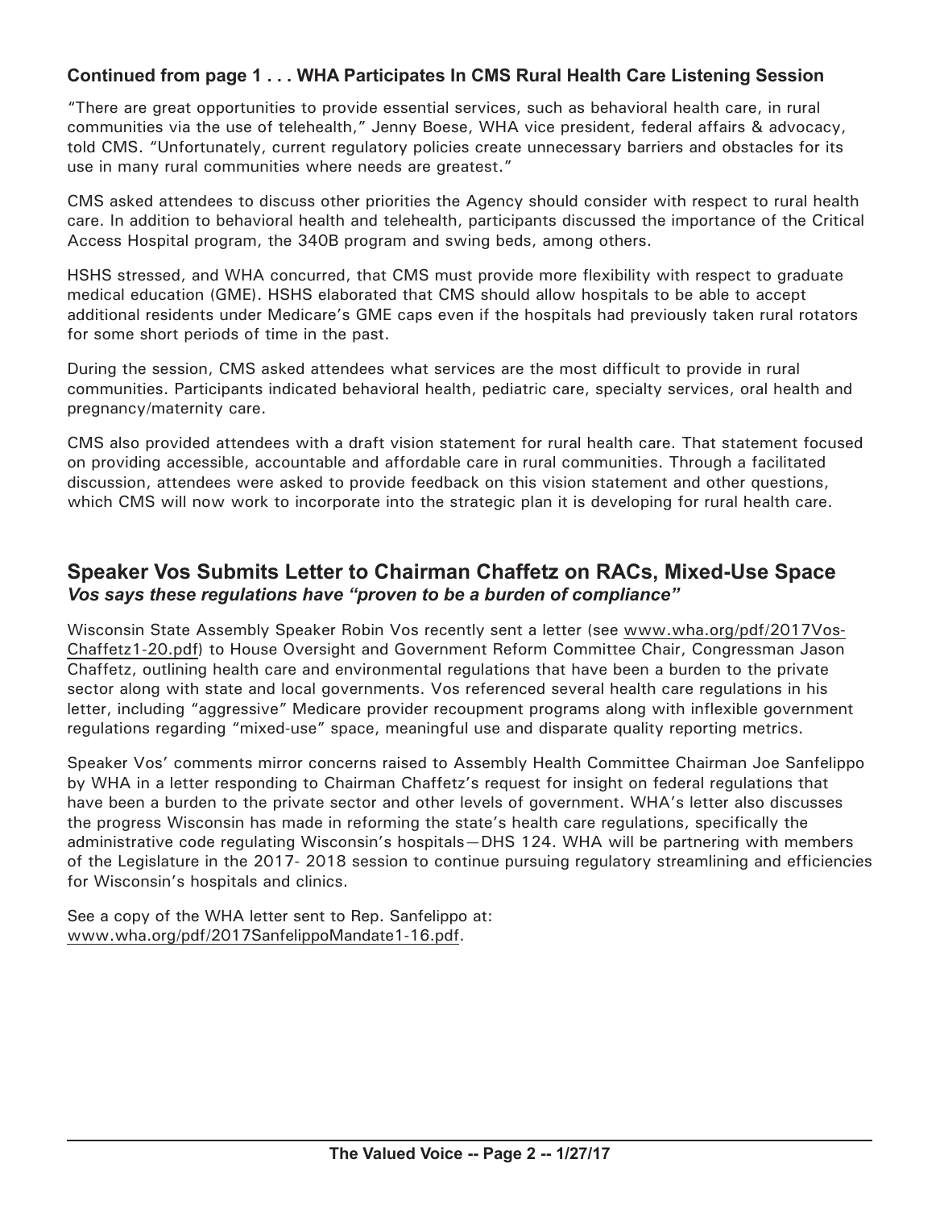### Continued from page 1 . . . WHA Participates In CMS Rural Health Care Listening Session

"There are great opportunities to provide essential services, such as behavioral health care, in rural communities via the use of telehealth," Jenny Boese, WHA vice president, federal affairs & advocacy, told CMS. "Unfortunately, current regulatory policies create unnecessary barriers and obstacles for its use in many rural communities where needs are greatest."

CMS asked attendees to discuss other priorities the Agency should consider with respect to rural health care. In addition to behavioral health and telehealth, participants discussed the importance of the Critical Access Hospital program, the 340B program and swing beds, among others.

HSHS stressed, and WHA concurred, that CMS must provide more flexibility with respect to graduate medical education (GME). HSHS elaborated that CMS should allow hospitals to be able to accept additional residents under Medicare's GME caps even if the hospitals had previously taken rural rotators for some short periods of time in the past.

During the session, CMS asked attendees what services are the most difficult to provide in rural communities. Participants indicated behavioral health, pediatric care, specialty services, oral health and pregnancy/maternity care.

CMS also provided attendees with a draft vision statement for rural health care. That statement focused on providing accessible, accountable and affordable care in rural communities. Through a facilitated discussion, attendees were asked to provide feedback on this vision statement and other questions, which CMS will now work to incorporate into the strategic plan it is developing for rural health care.

## Speaker Vos Submits Letter to Chairman Chaffetz on RACs, Mixed-Use Space

***Vos says these regulations have "proven to be a burden of compliance"***

Wisconsin State Assembly Speaker Robin Vos recently sent a letter (see www.wha.org/pdf/2017Vos-Chaffetz1-20.pdf) to House Oversight and Government Reform Committee Chair, Congressman Jason Chaffetz, outlining health care and environmental regulations that have been a burden to the private sector along with state and local governments. Vos referenced several health care regulations in his letter, including "aggressive" Medicare provider recoupment programs along with inflexible government regulations regarding "mixed-use" space, meaningful use and disparate quality reporting metrics.

Speaker Vos' comments mirror concerns raised to Assembly Health Committee Chairman Joe Sanfelippo by WHA in a letter responding to Chairman Chaffetz's request for insight on federal regulations that have been a burden to the private sector and other levels of government. WHA's letter also discusses the progress Wisconsin has made in reforming the state's health care regulations, specifically the administrative code regulating Wisconsin's hospitals—DHS 124. WHA will be partnering with members of the Legislature in the 2017- 2018 session to continue pursuing regulatory streamlining and efficiencies for Wisconsin's hospitals and clinics.

See a copy of the WHA letter sent to Rep. Sanfelippo at: www.wha.org/pdf/2017SanfelippoMandate1-16.pdf.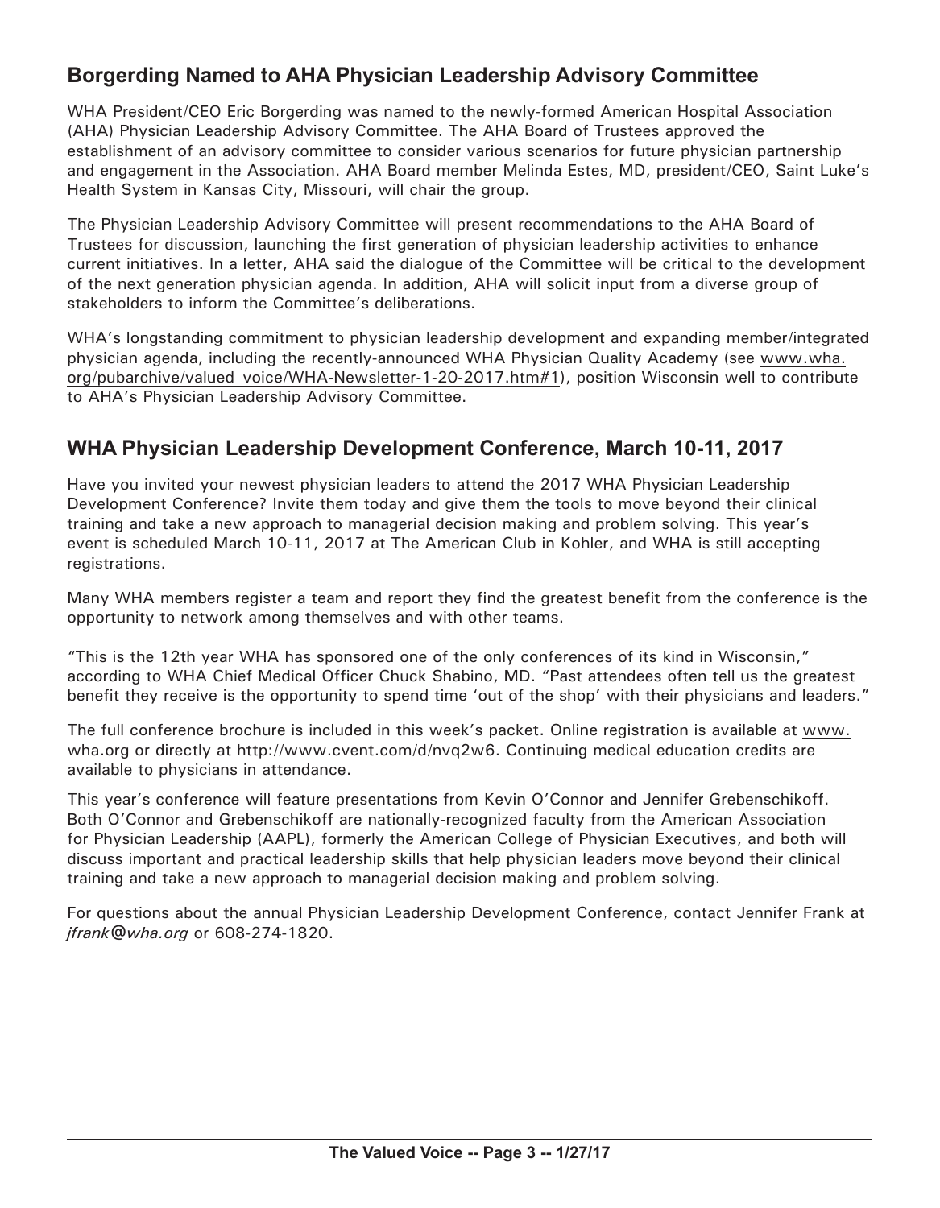## Borgerding Named to AHA Physician Leadership Advisory Committee

WHA President/CEO Eric Borgerding was named to the newly-formed American Hospital Association (AHA) Physician Leadership Advisory Committee. The AHA Board of Trustees approved the establishment of an advisory committee to consider various scenarios for future physician partnership and engagement in the Association. AHA Board member Melinda Estes, MD, president/CEO, Saint Luke's Health System in Kansas City, Missouri, will chair the group.

The Physician Leadership Advisory Committee will present recommendations to the AHA Board of Trustees for discussion, launching the first generation of physician leadership activities to enhance current initiatives. In a letter, AHA said the dialogue of the Committee will be critical to the development of the next generation physician agenda. In addition, AHA will solicit input from a diverse group of stakeholders to inform the Committee's deliberations.

WHA's longstanding commitment to physician leadership development and expanding member/integrated physician agenda, including the recently-announced WHA Physician Quality Academy (see www.wha.org/pubarchive/valued_voice/WHA-Newsletter-1-20-2017.htm#1), position Wisconsin well to contribute to AHA's Physician Leadership Advisory Committee.

## WHA Physician Leadership Development Conference, March 10-11, 2017

Have you invited your newest physician leaders to attend the 2017 WHA Physician Leadership Development Conference? Invite them today and give them the tools to move beyond their clinical training and take a new approach to managerial decision making and problem solving. This year's event is scheduled March 10-11, 2017 at The American Club in Kohler, and WHA is still accepting registrations.

Many WHA members register a team and report they find the greatest benefit from the conference is the opportunity to network among themselves and with other teams.

"This is the 12th year WHA has sponsored one of the only conferences of its kind in Wisconsin," according to WHA Chief Medical Officer Chuck Shabino, MD. "Past attendees often tell us the greatest benefit they receive is the opportunity to spend time 'out of the shop' with their physicians and leaders."

The full conference brochure is included in this week's packet. Online registration is available at www.wha.org or directly at http://www.cvent.com/d/nvq2w6. Continuing medical education credits are available to physicians in attendance.

This year's conference will feature presentations from Kevin O'Connor and Jennifer Grebenschikoff. Both O'Connor and Grebenschikoff are nationally-recognized faculty from the American Association for Physician Leadership (AAPL), formerly the American College of Physician Executives, and both will discuss important and practical leadership skills that help physician leaders move beyond their clinical training and take a new approach to managerial decision making and problem solving.

For questions about the annual Physician Leadership Development Conference, contact Jennifer Frank at *jfrank@wha.org* or 608-274-1820.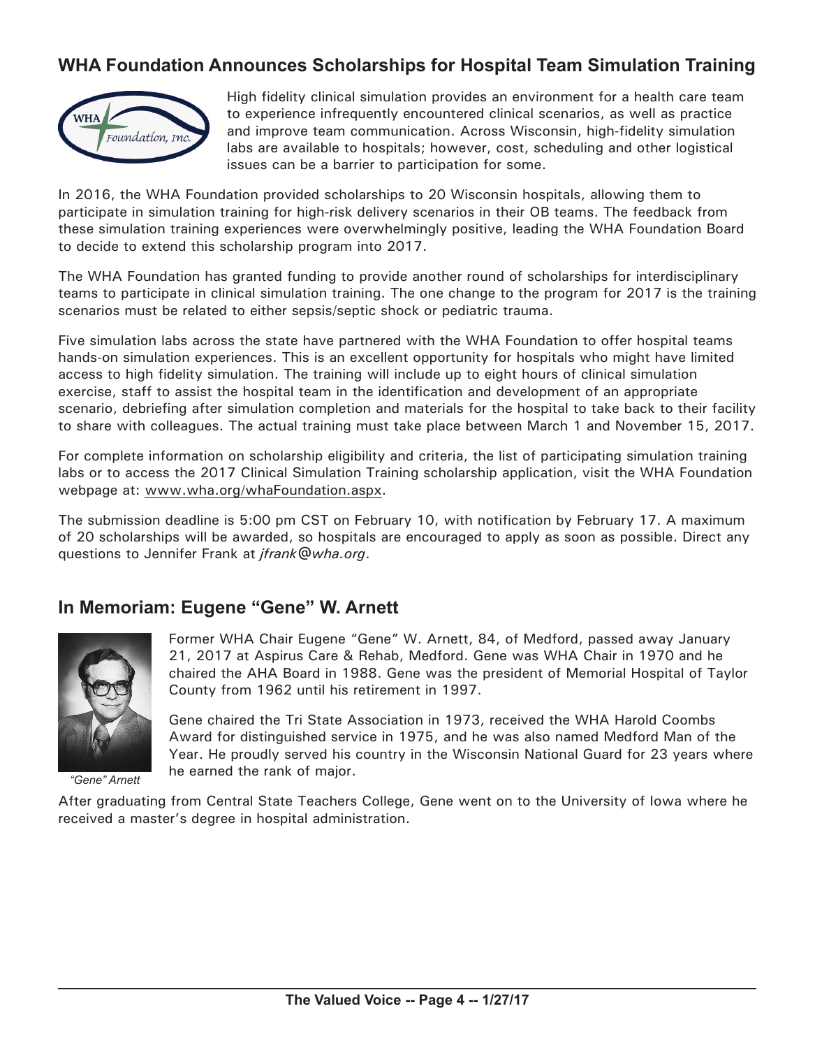## WHA Foundation Announces Scholarships for Hospital Team Simulation Training

High fidelity clinical simulation provides an environment for a health care team to experience infrequently encountered clinical scenarios, as well as practice and improve team communication. Across Wisconsin, high-fidelity simulation labs are available to hospitals; however, cost, scheduling and other logistical issues can be a barrier to participation for some.

In 2016, the WHA Foundation provided scholarships to 20 Wisconsin hospitals, allowing them to participate in simulation training for high-risk delivery scenarios in their OB teams. The feedback from these simulation training experiences were overwhelmingly positive, leading the WHA Foundation Board to decide to extend this scholarship program into 2017.

The WHA Foundation has granted funding to provide another round of scholarships for interdisciplinary teams to participate in clinical simulation training. The one change to the program for 2017 is the training scenarios must be related to either sepsis/septic shock or pediatric trauma.

Five simulation labs across the state have partnered with the WHA Foundation to offer hospital teams hands-on simulation experiences. This is an excellent opportunity for hospitals who might have limited access to high fidelity simulation. The training will include up to eight hours of clinical simulation exercise, staff to assist the hospital team in the identification and development of an appropriate scenario, debriefing after simulation completion and materials for the hospital to take back to their facility to share with colleagues. The actual training must take place between March 1 and November 15, 2017.

For complete information on scholarship eligibility and criteria, the list of participating simulation training labs or to access the 2017 Clinical Simulation Training scholarship application, visit the WHA Foundation webpage at: www.wha.org/whaFoundation.aspx.

The submission deadline is 5:00 pm CST on February 10, with notification by February 17. A maximum of 20 scholarships will be awarded, so hospitals are encouraged to apply as soon as possible. Direct any questions to Jennifer Frank at *jfrank@wha.org*.

## In Memoriam: Eugene "Gene" W. Arnett

Former WHA Chair Eugene "Gene" W. Arnett, 84, of Medford, passed away January 21, 2017 at Aspirus Care & Rehab, Medford. Gene was WHA Chair in 1970 and he chaired the AHA Board in 1988. Gene was the president of Memorial Hospital of Taylor County from 1962 until his retirement in 1997.

Gene chaired the Tri State Association in 1973, received the WHA Harold Coombs Award for distinguished service in 1975, and he was also named Medford Man of the Year. He proudly served his country in the Wisconsin National Guard for 23 years where he earned the rank of major.

*"Gene" Arnett*

After graduating from Central State Teachers College, Gene went on to the University of Iowa where he received a master's degree in hospital administration.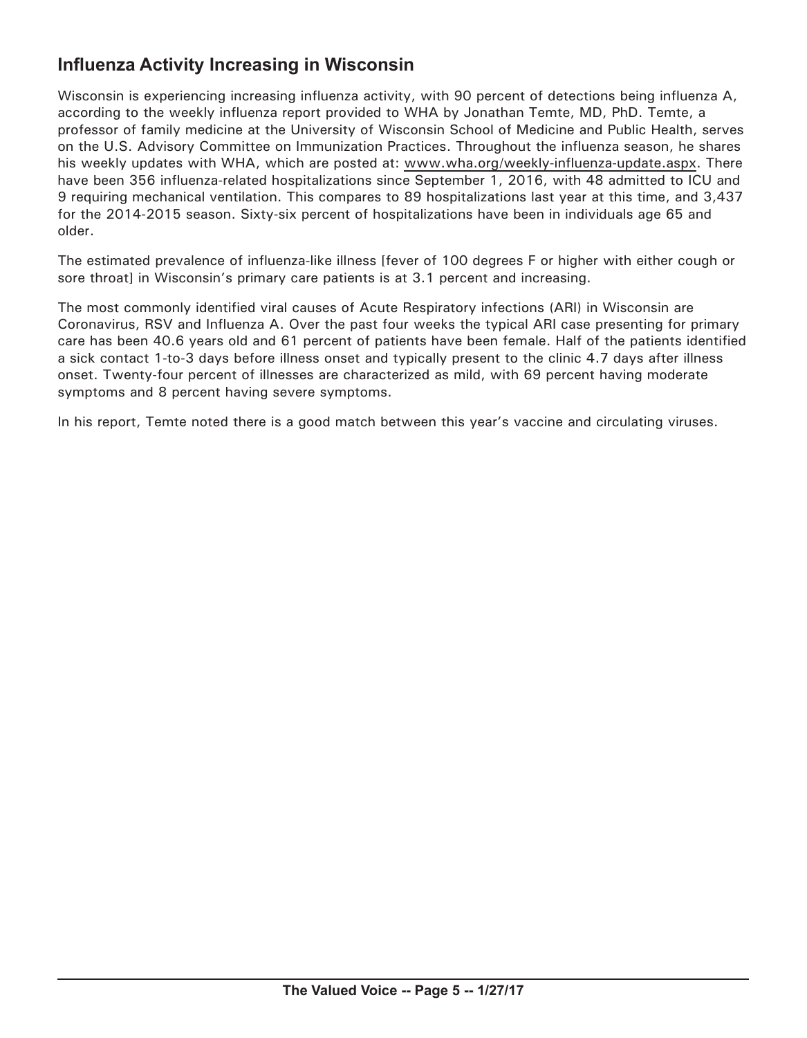## Influenza Activity Increasing in Wisconsin

Wisconsin is experiencing increasing influenza activity, with 90 percent of detections being influenza A, according to the weekly influenza report provided to WHA by Jonathan Temte, MD, PhD. Temte, a professor of family medicine at the University of Wisconsin School of Medicine and Public Health, serves on the U.S. Advisory Committee on Immunization Practices. Throughout the influenza season, he shares his weekly updates with WHA, which are posted at: www.wha.org/weekly-influenza-update.aspx. There have been 356 influenza-related hospitalizations since September 1, 2016, with 48 admitted to ICU and 9 requiring mechanical ventilation. This compares to 89 hospitalizations last year at this time, and 3,437 for the 2014-2015 season. Sixty-six percent of hospitalizations have been in individuals age 65 and older.

The estimated prevalence of influenza-like illness [fever of 100 degrees F or higher with either cough or sore throat] in Wisconsin's primary care patients is at 3.1 percent and increasing.

The most commonly identified viral causes of Acute Respiratory infections (ARI) in Wisconsin are Coronavirus, RSV and Influenza A. Over the past four weeks the typical ARI case presenting for primary care has been 40.6 years old and 61 percent of patients have been female. Half of the patients identified a sick contact 1-to-3 days before illness onset and typically present to the clinic 4.7 days after illness onset. Twenty-four percent of illnesses are characterized as mild, with 69 percent having moderate symptoms and 8 percent having severe symptoms.

In his report, Temte noted there is a good match between this year's vaccine and circulating viruses.